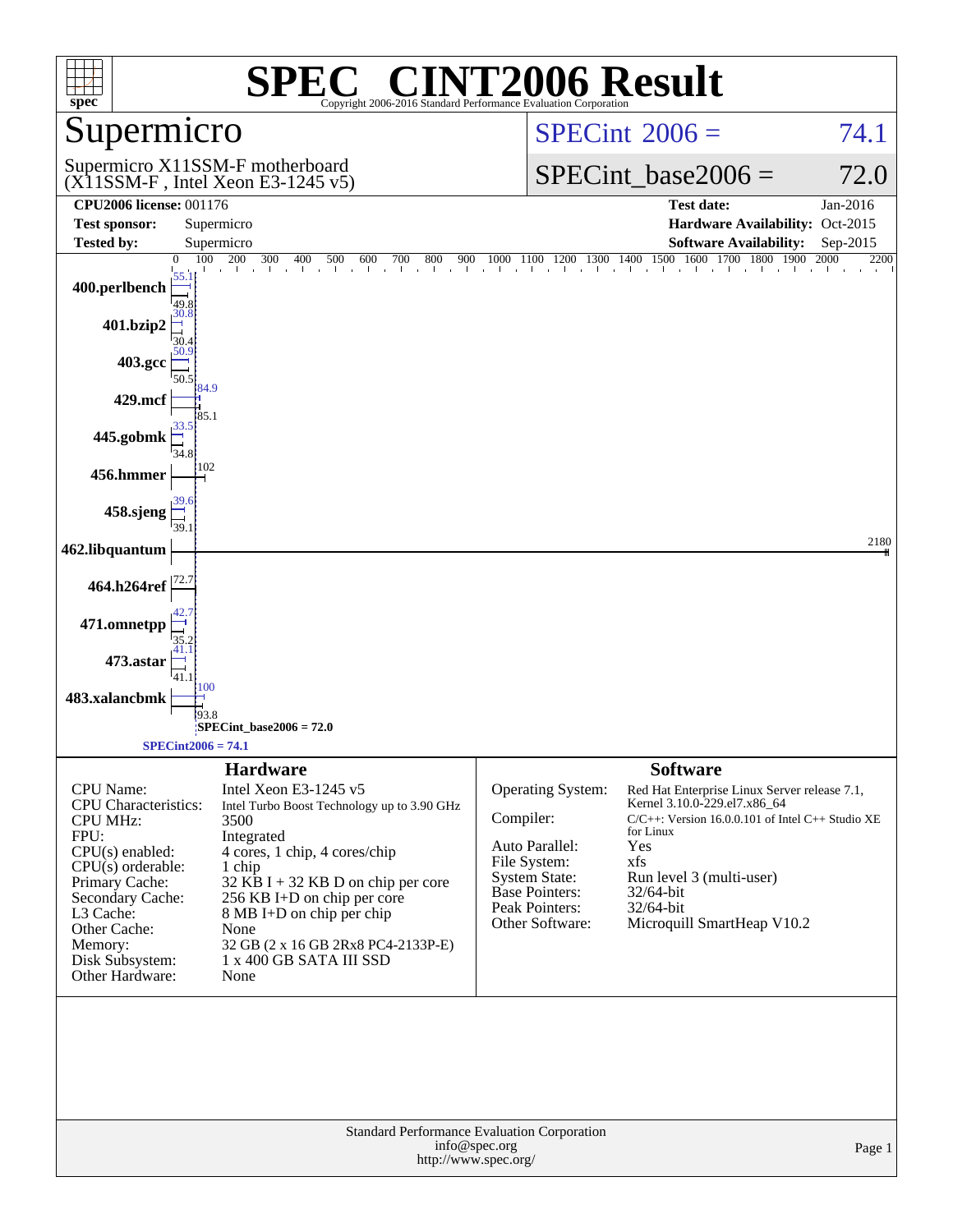# SPEC CINT2006 Result

Copyright 2006-2016 Standard Performance Evaluation Corporation

## Supermicro

Supermicro X11SSM-F motherboard
(X11SSM-F , Intel Xeon E3-1245 v5)

SPECint 2006 = 74.1

SPECint_base2006 = 72.0

| | | | |
|---|---|---|---|
| **CPU2006 license:** 001176 | | **Test date:** | Jan-2016 |
| **Test sponsor:** | Supermicro | **Hardware Availability:** | Oct-2015 |
| **Tested by:** | Supermicro | **Software Availability:** | Sep-2015 |

| Benchmark | Peak | Base |
|---|---|---|
| 400.perlbench | 55.1 | 49.8 |
| 401.bzip2 | 30.8 | 30.4 |
| 403.gcc | 50.9 | 50.5 |
| 429.mcf | 84.9 | 85.1 |
| 445.gobmk | 33.5 | 34.8 |
| 456.hmmer | 102 | 102 |
| 458.sjeng | 39.6 | 39.1 |
| 462.libquantum | 2180 | 2180 |
| 464.h264ref | 72.7 | 72.7 |
| 471.omnetpp | 42.7 | 35.2 |
| 473.astar | 41.1 | 41.1 |
| 483.xalancbmk | 100 | 93.8 |

SPECint_base2006 = 72.0

SPECint2006 = 74.1

### Hardware

| | |
|---|---|
| CPU Name: | Intel Xeon E3-1245 v5 |
| CPU Characteristics: | Intel Turbo Boost Technology up to 3.90 GHz |
| CPU MHz: | 3500 |
| FPU: | Integrated |
| CPU(s) enabled: | 4 cores, 1 chip, 4 cores/chip |
| CPU(s) orderable: | 1 chip |
| Primary Cache: | 32 KB I + 32 KB D on chip per core |
| Secondary Cache: | 256 KB I+D on chip per core |
| L3 Cache: | 8 MB I+D on chip per chip |
| Other Cache: | None |
| Memory: | 32 GB (2 x 16 GB 2Rx8 PC4-2133P-E) |
| Disk Subsystem: | 1 x 400 GB SATA III SSD |
| Other Hardware: | None |

### Software

| | |
|---|---|
| Operating System: | Red Hat Enterprise Linux Server release 7.1, Kernel 3.10.0-229.el7.x86_64 |
| Compiler: | C/C++: Version 16.0.0.101 of Intel C++ Studio XE for Linux |
| Auto Parallel: | Yes |
| File System: | xfs |
| System State: | Run level 3 (multi-user) |
| Base Pointers: | 32/64-bit |
| Peak Pointers: | 32/64-bit |
| Other Software: | Microquill SmartHeap V10.2 |

Standard Performance Evaluation Corporation
info@spec.org
http://www.spec.org/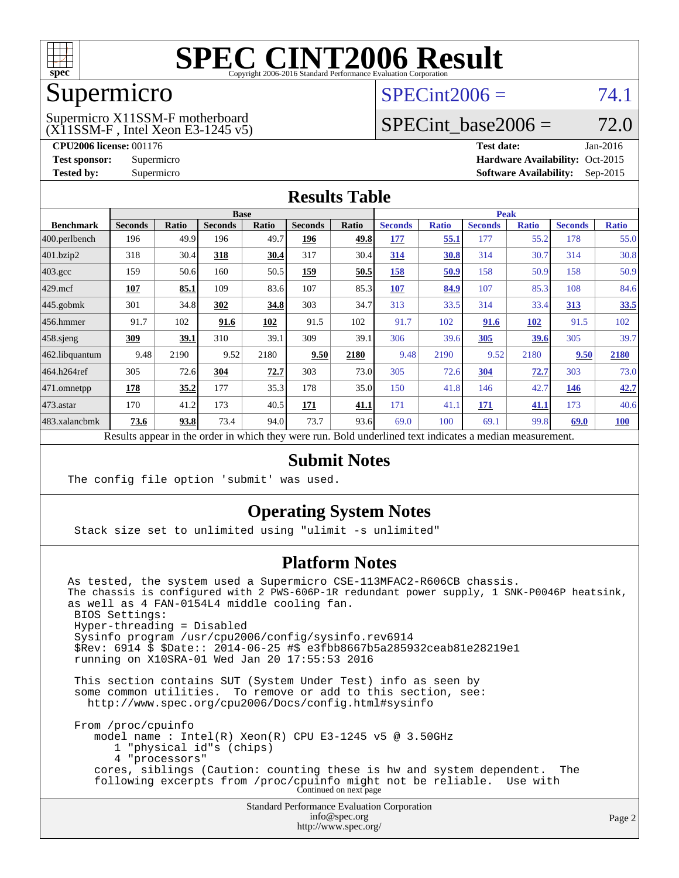# SPEC CINT2006 Result

Copyright 2006-2016 Standard Performance Evaluation Corporation

## Supermicro

Supermicro X11SSM-F motherboard
(X11SSM-F , Intel Xeon E3-1245 v5)

SPECint2006 = 74.1

SPECint_base2006 = 72.0

**CPU2006 license:** 001176
**Test sponsor:** Supermicro
**Tested by:** Supermicro

**Test date:** Jan-2016
**Hardware Availability:** Oct-2015
**Software Availability:** Sep-2015

## Results Table

| Benchmark | Base | | | | | | Peak | | | | | |
|---|---|---|---|---|---|---|---|---|---|---|---|---|
| | Seconds | Ratio | Seconds | Ratio | Seconds | Ratio | Seconds | Ratio | Seconds | Ratio | Seconds | Ratio |
| 400.perlbench | 196 | 49.9 | 196 | 49.7 | **196** | **49.8** | **177** | **55.1** | 177 | 55.2 | 178 | 55.0 |
| 401.bzip2 | 318 | 30.4 | **318** | **30.4** | 317 | 30.4 | **314** | **30.8** | 314 | 30.7 | 314 | 30.8 |
| 403.gcc | 159 | 50.6 | 160 | 50.5 | **159** | **50.5** | **158** | **50.9** | 158 | 50.9 | 158 | 50.9 |
| 429.mcf | **107** | **85.1** | 109 | 83.6 | 107 | 85.3 | **107** | **84.9** | 107 | 85.3 | 108 | 84.6 |
| 445.gobmk | 301 | 34.8 | **302** | **34.8** | 303 | 34.7 | 313 | 33.5 | 314 | 33.4 | **313** | **33.5** |
| 456.hmmer | 91.7 | 102 | **91.6** | **102** | 91.5 | 102 | 91.7 | 102 | **91.6** | **102** | 91.5 | 102 |
| 458.sjeng | **309** | **39.1** | 310 | 39.1 | 309 | 39.1 | 306 | 39.6 | **305** | **39.6** | 305 | 39.7 |
| 462.libquantum | 9.48 | 2190 | 9.52 | 2180 | **9.50** | **2180** | 9.48 | 2190 | 9.52 | 2180 | **9.50** | **2180** |
| 464.h264ref | 305 | 72.6 | **304** | **72.7** | 303 | 73.0 | 305 | 72.6 | **304** | **72.7** | 303 | 73.0 |
| 471.omnetpp | **178** | **35.2** | 177 | 35.3 | 178 | 35.0 | 150 | 41.8 | 146 | 42.7 | **146** | **42.7** |
| 473.astar | 170 | 41.2 | 173 | 40.5 | **171** | **41.1** | 171 | 41.1 | **171** | **41.1** | 173 | 40.6 |
| 483.xalancbmk | **73.6** | **93.8** | 73.4 | 94.0 | 73.7 | 93.6 | 69.0 | 100 | 69.1 | 99.8 | **69.0** | **100** |

Results appear in the order in which they were run. Bold underlined text indicates a median measurement.

## Submit Notes

```
The config file option 'submit' was used.
```

## Operating System Notes

```
Stack size set to unlimited using "ulimit -s unlimited"
```

## Platform Notes

```
As tested, the system used a Supermicro CSE-113MFAC2-R606CB chassis.
The chassis is configured with 2 PWS-606P-1R redundant power supply, 1 SNK-P0046P heatsink,
as well as 4 FAN-0154L4 middle cooling fan.
 BIOS Settings:
 Hyper-threading = Disabled
 Sysinfo program /usr/cpu2006/config/sysinfo.rev6914
 $Rev: 6914 $ $Date:: 2014-06-25 #$ e3fbb8667b5a285932ceab81e28219e1
 running on X10SRA-01 Wed Jan 20 17:55:53 2016

 This section contains SUT (System Under Test) info as seen by
 some common utilities.  To remove or add to this section, see:
   http://www.spec.org/cpu2006/Docs/config.html#sysinfo

 From /proc/cpuinfo
    model name : Intel(R) Xeon(R) CPU E3-1245 v5 @ 3.50GHz
       1 "physical id"s (chips)
       4 "processors"
    cores, siblings (Caution: counting these is hw and system dependent.  The
    following excerpts from /proc/cpuinfo might not be reliable.  Use with
```

Continued on next page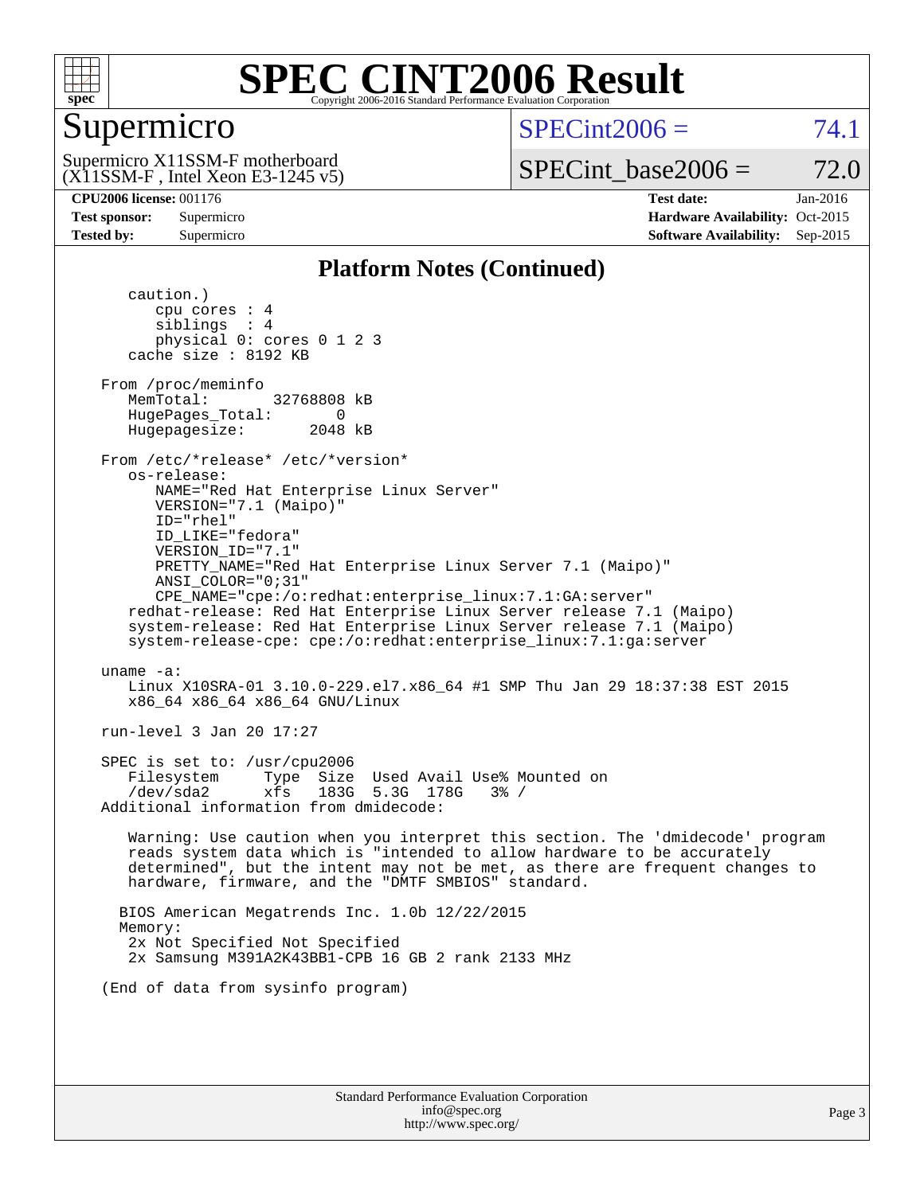# SPEC CINT2006 Result

## Supermicro

Supermicro X11SSM-F motherboard
(X11SSM-F , Intel Xeon E3-1245 v5)

SPECint2006 = 74.1

SPECint_base2006 = 72.0

**CPU2006 license:** 001176
**Test sponsor:** Supermicro
**Tested by:** Supermicro

**Test date:** Jan-2016
**Hardware Availability:** Oct-2015
**Software Availability:** Sep-2015

### Platform Notes (Continued)

```
      caution.)
         cpu cores : 4
         siblings  : 4
         physical 0: cores 0 1 2 3
      cache size : 8192 KB

   From /proc/meminfo
      MemTotal:       32768808 kB
      HugePages_Total:       0
      Hugepagesize:       2048 kB

   From /etc/*release* /etc/*version*
      os-release:
         NAME="Red Hat Enterprise Linux Server"
         VERSION="7.1 (Maipo)"
         ID="rhel"
         ID_LIKE="fedora"
         VERSION_ID="7.1"
         PRETTY_NAME="Red Hat Enterprise Linux Server 7.1 (Maipo)"
         ANSI_COLOR="0;31"
         CPE_NAME="cpe:/o:redhat:enterprise_linux:7.1:GA:server"
      redhat-release: Red Hat Enterprise Linux Server release 7.1 (Maipo)
      system-release: Red Hat Enterprise Linux Server release 7.1 (Maipo)
      system-release-cpe: cpe:/o:redhat:enterprise_linux:7.1:ga:server

   uname -a:
      Linux X10SRA-01 3.10.0-229.el7.x86_64 #1 SMP Thu Jan 29 18:37:38 EST 2015
      x86_64 x86_64 x86_64 GNU/Linux

   run-level 3 Jan 20 17:27

   SPEC is set to: /usr/cpu2006
      Filesystem     Type  Size  Used Avail Use% Mounted on
      /dev/sda2      xfs   183G  5.3G  178G   3% /
   Additional information from dmidecode:

      Warning: Use caution when you interpret this section. The 'dmidecode' program
      reads system data which is "intended to allow hardware to be accurately
      determined", but the intent may not be met, as there are frequent changes to
      hardware, firmware, and the "DMTF SMBIOS" standard.

     BIOS American Megatrends Inc. 1.0b 12/22/2015
     Memory:
      2x Not Specified Not Specified
      2x Samsung M391A2K43BB1-CPB 16 GB 2 rank 2133 MHz

   (End of data from sysinfo program)
```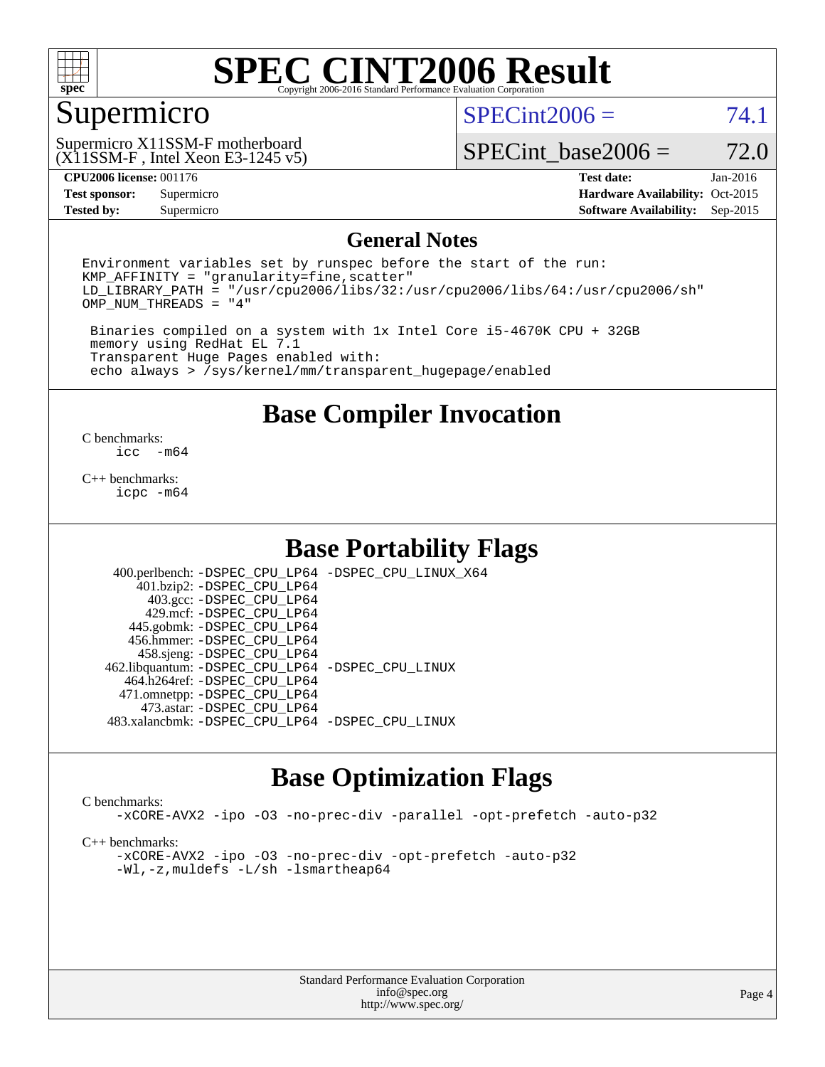# SPEC CINT2006 Result

## Supermicro

Supermicro X11SSM-F motherboard
(X11SSM-F , Intel Xeon E3-1245 v5)

SPECint2006 = 74.1

SPECint_base2006 = 72.0

| | | | |
|---|---|---|---|
| **CPU2006 license:** 001176 | | **Test date:** | Jan-2016 |
| **Test sponsor:** | Supermicro | **Hardware Availability:** | Oct-2015 |
| **Tested by:** | Supermicro | **Software Availability:** | Sep-2015 |

## General Notes

```
Environment variables set by runspec before the start of the run:
KMP_AFFINITY = "granularity=fine,scatter"
LD_LIBRARY_PATH = "/usr/cpu2006/libs/32:/usr/cpu2006/libs/64:/usr/cpu2006/sh"
OMP_NUM_THREADS = "4"

 Binaries compiled on a system with 1x Intel Core i5-4670K CPU + 32GB
 memory using RedHat EL 7.1
 Transparent Huge Pages enabled with:
 echo always > /sys/kernel/mm/transparent_hugepage/enabled
```

## Base Compiler Invocation

C benchmarks:
```
icc  -m64
```

C++ benchmarks:
```
icpc -m64
```

## Base Portability Flags

| | |
|---|---|
| 400.perlbench: | -DSPEC_CPU_LP64 -DSPEC_CPU_LINUX_X64 |
| 401.bzip2: | -DSPEC_CPU_LP64 |
| 403.gcc: | -DSPEC_CPU_LP64 |
| 429.mcf: | -DSPEC_CPU_LP64 |
| 445.gobmk: | -DSPEC_CPU_LP64 |
| 456.hmmer: | -DSPEC_CPU_LP64 |
| 458.sjeng: | -DSPEC_CPU_LP64 |
| 462.libquantum: | -DSPEC_CPU_LP64 -DSPEC_CPU_LINUX |
| 464.h264ref: | -DSPEC_CPU_LP64 |
| 471.omnetpp: | -DSPEC_CPU_LP64 |
| 473.astar: | -DSPEC_CPU_LP64 |
| 483.xalancbmk: | -DSPEC_CPU_LP64 -DSPEC_CPU_LINUX |

## Base Optimization Flags

C benchmarks:
```
-xCORE-AVX2 -ipo -O3 -no-prec-div -parallel -opt-prefetch -auto-p32
```

C++ benchmarks:
```
-xCORE-AVX2 -ipo -O3 -no-prec-div -opt-prefetch -auto-p32
-Wl,-z,muldefs -L/sh -lsmartheap64
```

Standard Performance Evaluation Corporation
info@spec.org
http://www.spec.org/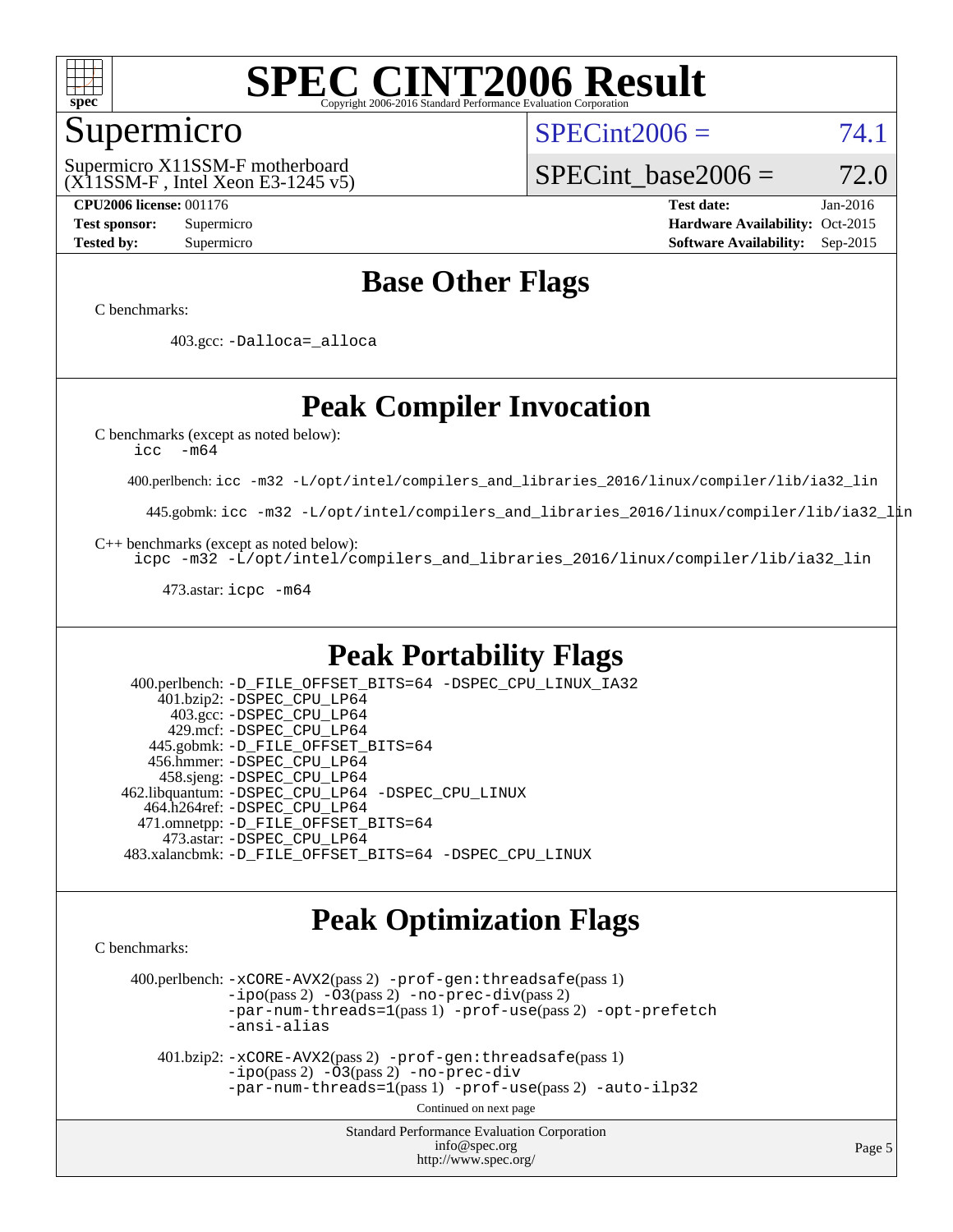# SPEC CINT2006 Result

## Supermicro

Supermicro X11SSM-F motherboard
(X11SSM-F , Intel Xeon E3-1245 v5)

SPECint2006 = 74.1

SPECint_base2006 = 72.0

**CPU2006 license:** 001176
**Test sponsor:** Supermicro
**Tested by:** Supermicro

**Test date:** Jan-2016
**Hardware Availability:** Oct-2015
**Software Availability:** Sep-2015

## Base Other Flags

C benchmarks:

403.gcc: `-Dalloca=_alloca`

## Peak Compiler Invocation

C benchmarks (except as noted below):
`icc -m64`

400.perlbench: `icc -m32 -L/opt/intel/compilers_and_libraries_2016/linux/compiler/lib/ia32_lin`

445.gobmk: `icc -m32 -L/opt/intel/compilers_and_libraries_2016/linux/compiler/lib/ia32_lin`

C++ benchmarks (except as noted below):
`icpc -m32 -L/opt/intel/compilers_and_libraries_2016/linux/compiler/lib/ia32_lin`

473.astar: `icpc -m64`

## Peak Portability Flags

400.perlbench: `-D_FILE_OFFSET_BITS=64 -DSPEC_CPU_LINUX_IA32`
401.bzip2: `-DSPEC_CPU_LP64`
403.gcc: `-DSPEC_CPU_LP64`
429.mcf: `-DSPEC_CPU_LP64`
445.gobmk: `-D_FILE_OFFSET_BITS=64`
456.hmmer: `-DSPEC_CPU_LP64`
458.sjeng: `-DSPEC_CPU_LP64`
462.libquantum: `-DSPEC_CPU_LP64 -DSPEC_CPU_LINUX`
464.h264ref: `-DSPEC_CPU_LP64`
471.omnetpp: `-D_FILE_OFFSET_BITS=64`
473.astar: `-DSPEC_CPU_LP64`
483.xalancbmk: `-D_FILE_OFFSET_BITS=64 -DSPEC_CPU_LINUX`

## Peak Optimization Flags

C benchmarks:

400.perlbench: `-xCORE-AVX2`(pass 2) `-prof-gen:threadsafe`(pass 1) `-ipo`(pass 2) `-O3`(pass 2) `-no-prec-div`(pass 2) `-par-num-threads=1`(pass 1) `-prof-use`(pass 2) `-opt-prefetch` `-ansi-alias`

401.bzip2: `-xCORE-AVX2`(pass 2) `-prof-gen:threadsafe`(pass 1) `-ipo`(pass 2) `-O3`(pass 2) `-no-prec-div` `-par-num-threads=1`(pass 1) `-prof-use`(pass 2) `-auto-ilp32`

Continued on next page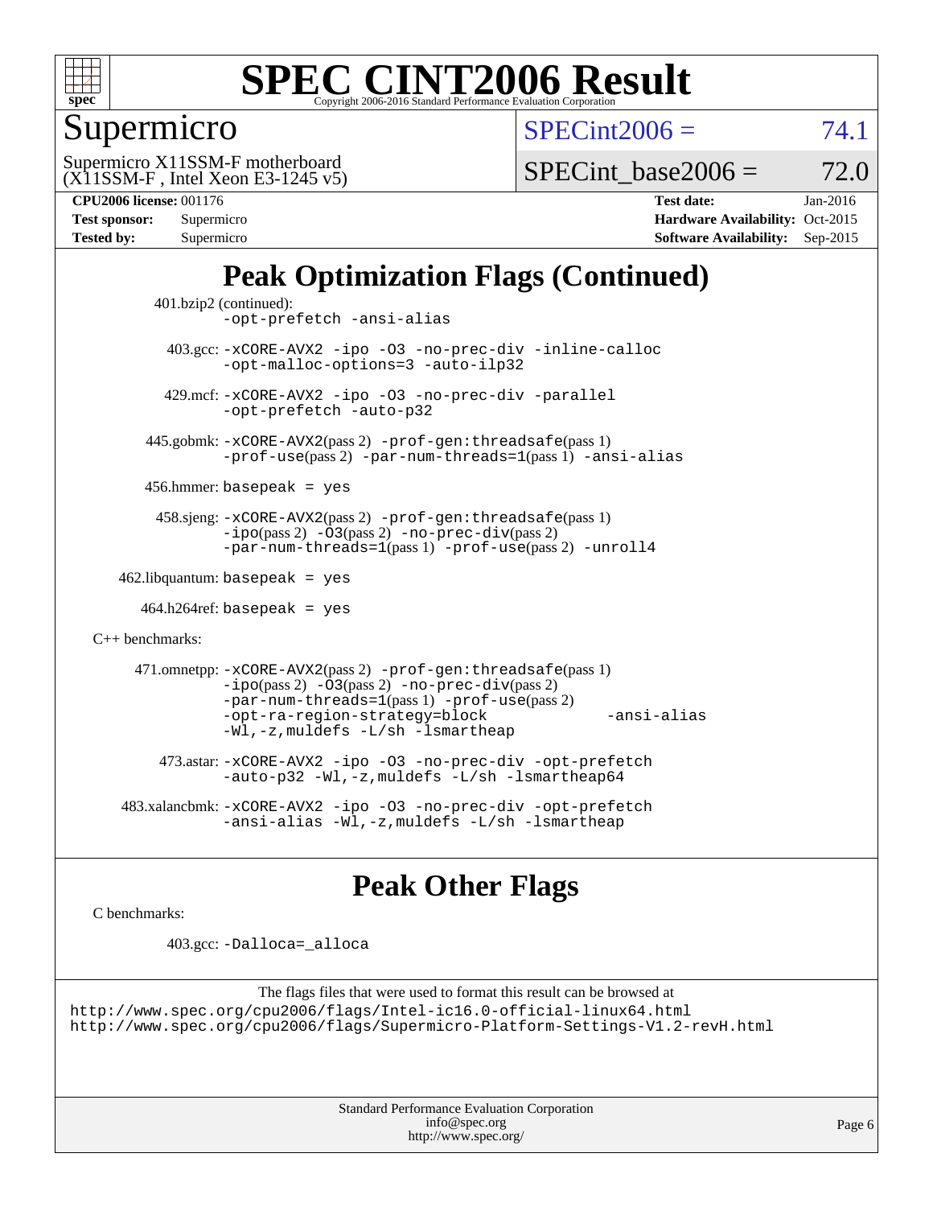# SPEC CINT2006 Result

## Supermicro

Supermicro X11SSM-F motherboard
(X11SSM-F , Intel Xeon E3-1245 v5)

SPECint2006 = 74.1

SPECint_base2006 = 72.0

**CPU2006 license:** 001176
**Test sponsor:** Supermicro
**Tested by:** Supermicro

**Test date:** Jan-2016
**Hardware Availability:** Oct-2015
**Software Availability:** Sep-2015

## Peak Optimization Flags (Continued)

401.bzip2 (continued):
`-opt-prefetch -ansi-alias`

403.gcc: `-xCORE-AVX2 -ipo -O3 -no-prec-div -inline-calloc -opt-malloc-options=3 -auto-ilp32`

429.mcf: `-xCORE-AVX2 -ipo -O3 -no-prec-div -parallel -opt-prefetch -auto-p32`

445.gobmk: `-xCORE-AVX2`(pass 2) `-prof-gen:threadsafe`(pass 1) `-prof-use`(pass 2) `-par-num-threads=1`(pass 1) `-ansi-alias`

456.hmmer: `basepeak = yes`

458.sjeng: `-xCORE-AVX2`(pass 2) `-prof-gen:threadsafe`(pass 1) `-ipo`(pass 2) `-O3`(pass 2) `-no-prec-div`(pass 2) `-par-num-threads=1`(pass 1) `-prof-use`(pass 2) `-unroll4`

462.libquantum: `basepeak = yes`

464.h264ref: `basepeak = yes`

C++ benchmarks:

471.omnetpp: `-xCORE-AVX2`(pass 2) `-prof-gen:threadsafe`(pass 1) `-ipo`(pass 2) `-O3`(pass 2) `-no-prec-div`(pass 2) `-par-num-threads=1`(pass 1) `-prof-use`(pass 2) `-opt-ra-region-strategy=block` `-ansi-alias` `-Wl,-z,muldefs -L/sh -lsmartheap`

473.astar: `-xCORE-AVX2 -ipo -O3 -no-prec-div -opt-prefetch -auto-p32 -Wl,-z,muldefs -L/sh -lsmartheap64`

483.xalancbmk: `-xCORE-AVX2 -ipo -O3 -no-prec-div -opt-prefetch -ansi-alias -Wl,-z,muldefs -L/sh -lsmartheap`

## Peak Other Flags

C benchmarks:

403.gcc: `-Dalloca=_alloca`

The flags files that were used to format this result can be browsed at
http://www.spec.org/cpu2006/flags/Intel-ic16.0-official-linux64.html
http://www.spec.org/cpu2006/flags/Supermicro-Platform-Settings-V1.2-revH.html

Standard Performance Evaluation Corporation
info@spec.org
http://www.spec.org/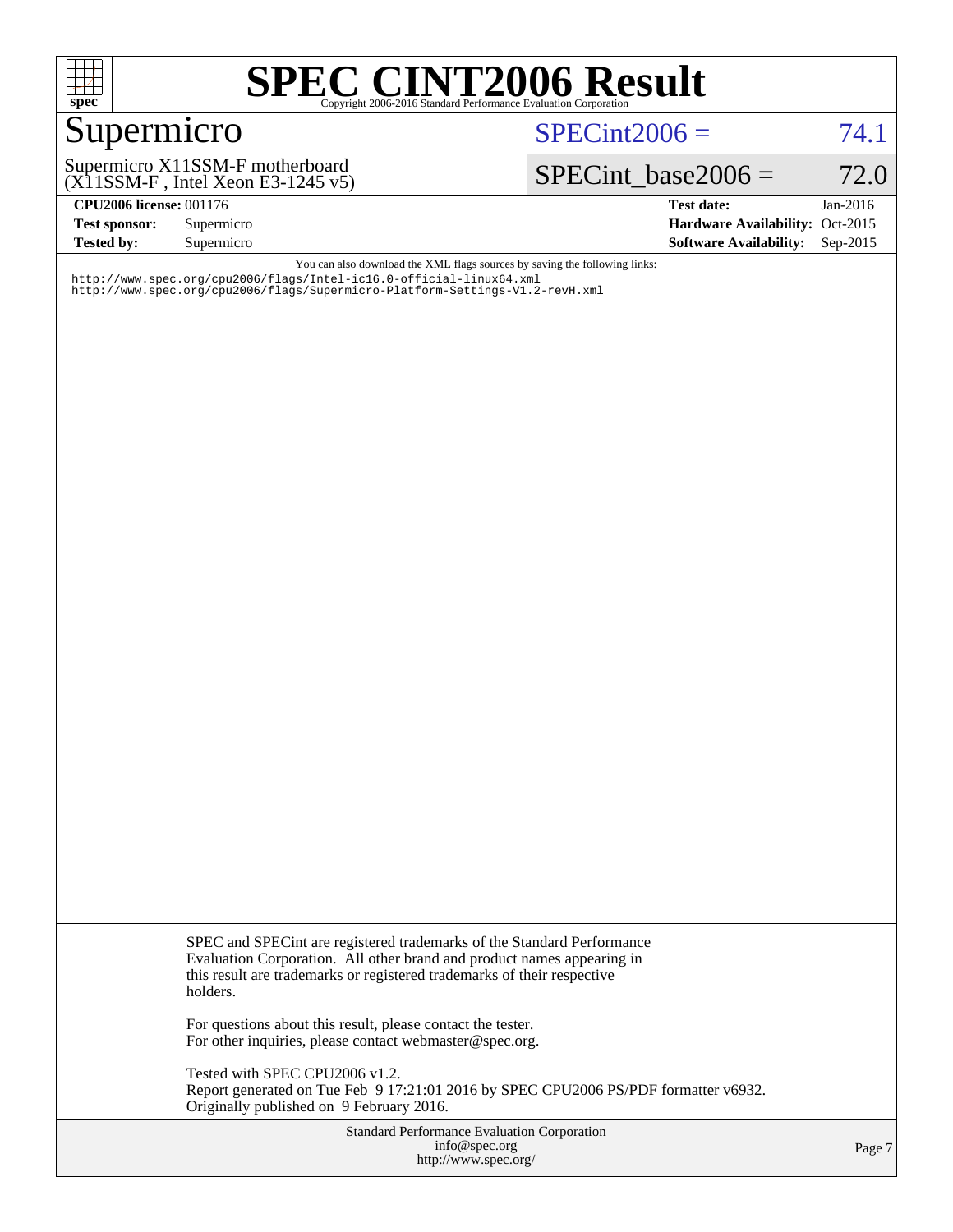# SPEC CINT2006 Result

Copyright 2006-2016 Standard Performance Evaluation Corporation

## Supermicro

Supermicro X11SSM-F motherboard
(X11SSM-F , Intel Xeon E3-1245 v5)

SPECint2006 = 74.1

SPECint_base2006 = 72.0

| | | | |
|---|---|---|---|
| **CPU2006 license:** 001176 | | **Test date:** | Jan-2016 |
| **Test sponsor:** | Supermicro | **Hardware Availability:** | Oct-2015 |
| **Tested by:** | Supermicro | **Software Availability:** | Sep-2015 |

You can also download the XML flags sources by saving the following links:

```
http://www.spec.org/cpu2006/flags/Intel-ic16.0-official-linux64.xml
http://www.spec.org/cpu2006/flags/Supermicro-Platform-Settings-V1.2-revH.xml
```

SPEC and SPECint are registered trademarks of the Standard Performance Evaluation Corporation. All other brand and product names appearing in this result are trademarks or registered trademarks of their respective holders.

For questions about this result, please contact the tester.
For other inquiries, please contact webmaster@spec.org.

Tested with SPEC CPU2006 v1.2.
Report generated on Tue Feb 9 17:21:01 2016 by SPEC CPU2006 PS/PDF formatter v6932.
Originally published on 9 February 2016.

Standard Performance Evaluation Corporation
info@spec.org
http://www.spec.org/